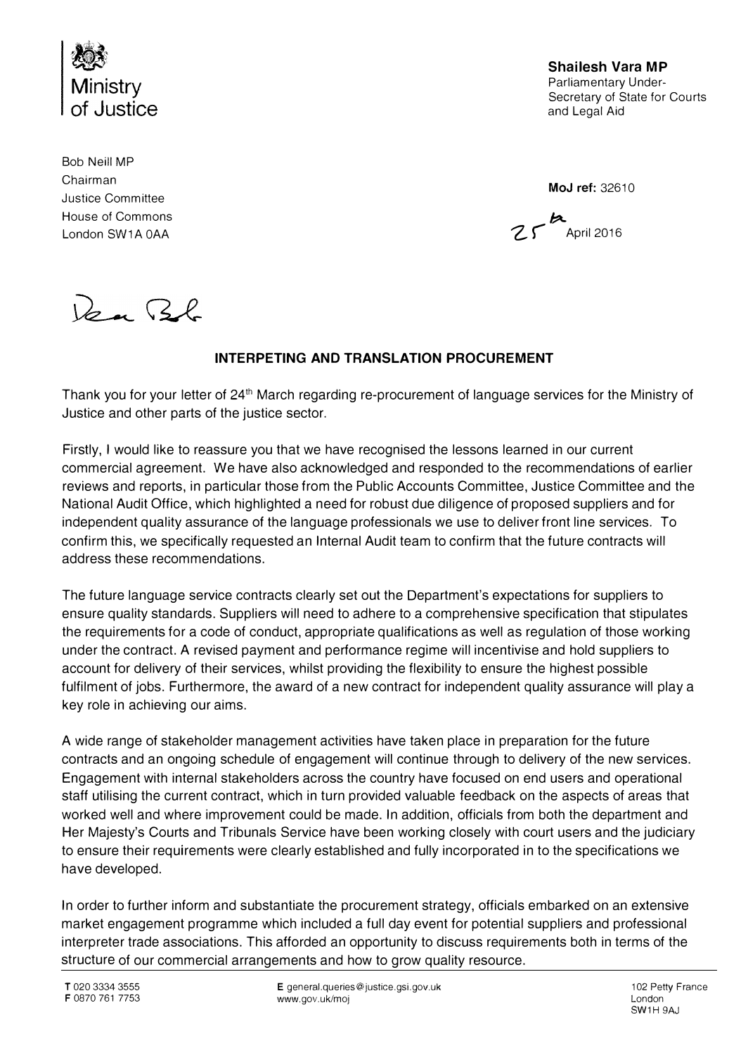Ministry of Justice

**Shailesh Vara MP**
Parliamentary Under-Secretary of State for Courts and Legal Aid

Bob Neill MP
Chairman
Justice Committee
House of Commons
London SW1A 0AA

**MoJ ref:** 32610

25th April 2016

Dear Bob

**INTERPETING AND TRANSLATION PROCUREMENT**

Thank you for your letter of 24th March regarding re-procurement of language services for the Ministry of Justice and other parts of the justice sector.

Firstly, I would like to reassure you that we have recognised the lessons learned in our current commercial agreement. We have also acknowledged and responded to the recommendations of earlier reviews and reports, in particular those from the Public Accounts Committee, Justice Committee and the National Audit Office, which highlighted a need for robust due diligence of proposed suppliers and for independent quality assurance of the language professionals we use to deliver front line services. To confirm this, we specifically requested an Internal Audit team to confirm that the future contracts will address these recommendations.

The future language service contracts clearly set out the Department's expectations for suppliers to ensure quality standards. Suppliers will need to adhere to a comprehensive specification that stipulates the requirements for a code of conduct, appropriate qualifications as well as regulation of those working under the contract. A revised payment and performance regime will incentivise and hold suppliers to account for delivery of their services, whilst providing the flexibility to ensure the highest possible fulfilment of jobs. Furthermore, the award of a new contract for independent quality assurance will play a key role in achieving our aims.

A wide range of stakeholder management activities have taken place in preparation for the future contracts and an ongoing schedule of engagement will continue through to delivery of the new services. Engagement with internal stakeholders across the country have focused on end users and operational staff utilising the current contract, which in turn provided valuable feedback on the aspects of areas that worked well and where improvement could be made. In addition, officials from both the department and Her Majesty's Courts and Tribunals Service have been working closely with court users and the judiciary to ensure their requirements were clearly established and fully incorporated in to the specifications we have developed.

In order to further inform and substantiate the procurement strategy, officials embarked on an extensive market engagement programme which included a full day event for potential suppliers and professional interpreter trade associations. This afforded an opportunity to discuss requirements both in terms of the structure of our commercial arrangements and how to grow quality resource.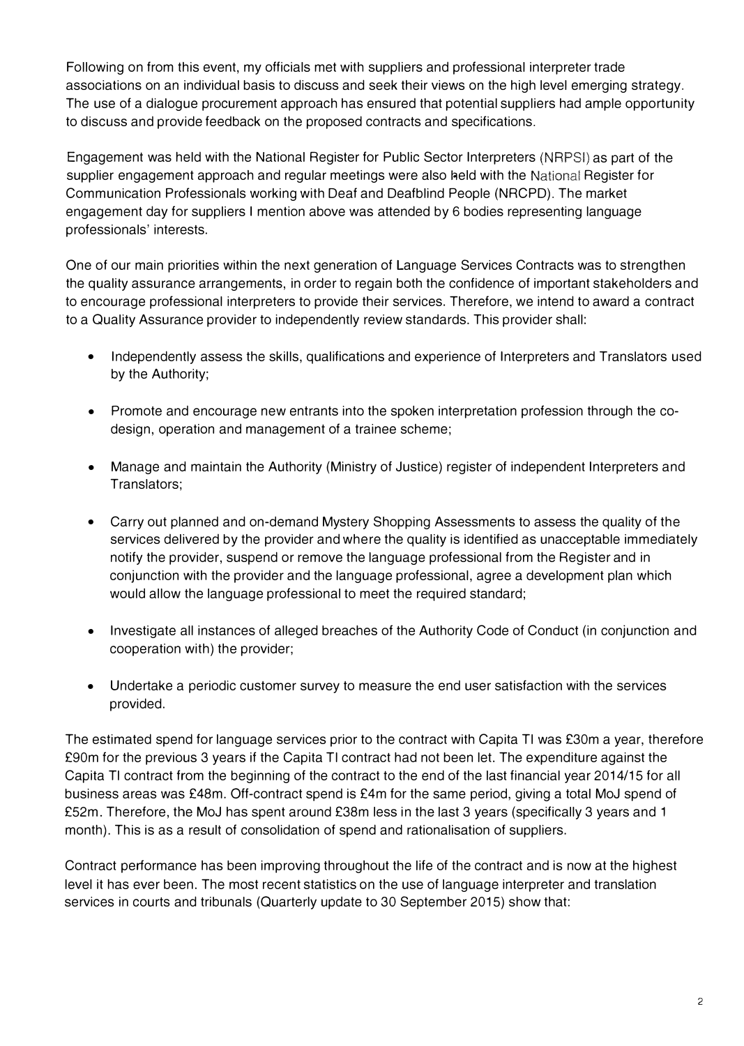Following on from this event, my officials met with suppliers and professional interpreter trade associations on an individual basis to discuss and seek their views on the high level emerging strategy. The use of a dialogue procurement approach has ensured that potential suppliers had ample opportunity to discuss and provide feedback on the proposed contracts and specifications.

Engagement was held with the National Register for Public Sector Interpreters (NRPSI) as part of the supplier engagement approach and regular meetings were also held with the National Register for Communication Professionals working with Deaf and Deafblind People (NRCPD). The market engagement day for suppliers I mention above was attended by 6 bodies representing language professionals' interests.

One of our main priorities within the next generation of Language Services Contracts was to strengthen the quality assurance arrangements, in order to regain both the confidence of important stakeholders and to encourage professional interpreters to provide their services. Therefore, we intend to award a contract to a Quality Assurance provider to independently review standards. This provider shall:

- Independently assess the skills, qualifications and experience of Interpreters and Translators used by the Authority;
- Promote and encourage new entrants into the spoken interpretation profession through the co-design, operation and management of a trainee scheme;
- Manage and maintain the Authority (Ministry of Justice) register of independent Interpreters and Translators;
- Carry out planned and on-demand Mystery Shopping Assessments to assess the quality of the services delivered by the provider and where the quality is identified as unacceptable immediately notify the provider, suspend or remove the language professional from the Register and in conjunction with the provider and the language professional, agree a development plan which would allow the language professional to meet the required standard;
- Investigate all instances of alleged breaches of the Authority Code of Conduct (in conjunction and cooperation with) the provider;
- Undertake a periodic customer survey to measure the end user satisfaction with the services provided.

The estimated spend for language services prior to the contract with Capita TI was £30m a year, therefore £90m for the previous 3 years if the Capita TI contract had not been let. The expenditure against the Capita TI contract from the beginning of the contract to the end of the last financial year 2014/15 for all business areas was £48m. Off-contract spend is £4m for the same period, giving a total MoJ spend of £52m. Therefore, the MoJ has spent around £38m less in the last 3 years (specifically 3 years and 1 month). This is as a result of consolidation of spend and rationalisation of suppliers.

Contract performance has been improving throughout the life of the contract and is now at the highest level it has ever been. The most recent statistics on the use of language interpreter and translation services in courts and tribunals (Quarterly update to 30 September 2015) show that: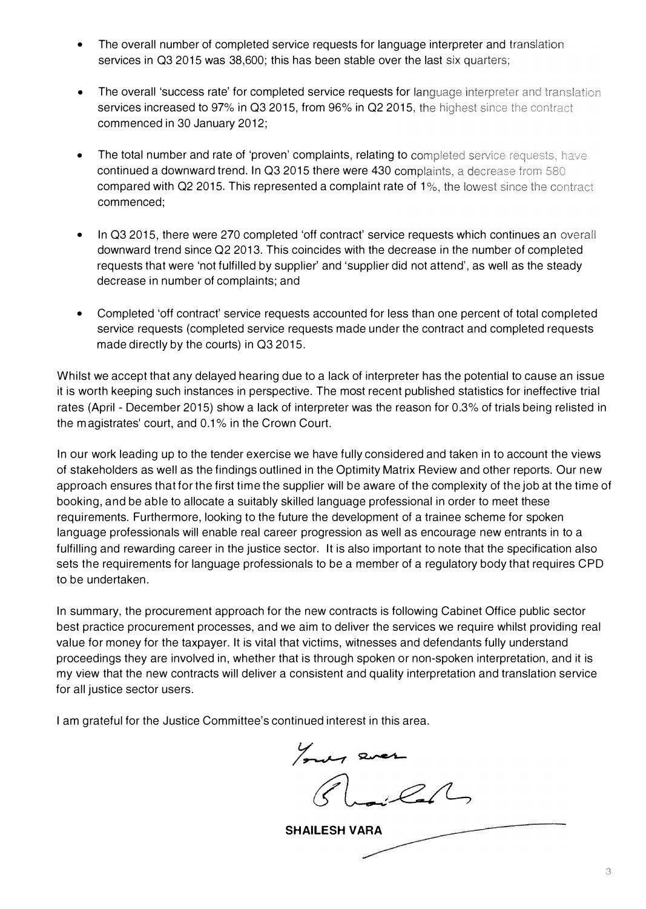- The overall number of completed service requests for language interpreter and translation services in Q3 2015 was 38,600; this has been stable over the last six quarters;
- The overall 'success rate' for completed service requests for language interpreter and translation services increased to 97% in Q3 2015, from 96% in Q2 2015, the highest since the contract commenced in 30 January 2012;
- The total number and rate of 'proven' complaints, relating to completed service requests, have continued a downward trend. In Q3 2015 there were 430 complaints, a decrease from 580 compared with Q2 2015. This represented a complaint rate of 1%, the lowest since the contract commenced;
- In Q3 2015, there were 270 completed 'off contract' service requests which continues an overall downward trend since Q2 2013. This coincides with the decrease in the number of completed requests that were 'not fulfilled by supplier' and 'supplier did not attend', as well as the steady decrease in number of complaints; and
- Completed 'off contract' service requests accounted for less than one percent of total completed service requests (completed service requests made under the contract and completed requests made directly by the courts) in Q3 2015.

Whilst we accept that any delayed hearing due to a lack of interpreter has the potential to cause an issue it is worth keeping such instances in perspective. The most recent published statistics for ineffective trial rates (April - December 2015) show a lack of interpreter was the reason for 0.3% of trials being relisted in the magistrates' court, and 0.1% in the Crown Court.

In our work leading up to the tender exercise we have fully considered and taken in to account the views of stakeholders as well as the findings outlined in the Optimity Matrix Review and other reports. Our new approach ensures that for the first time the supplier will be aware of the complexity of the job at the time of booking, and be able to allocate a suitably skilled language professional in order to meet these requirements. Furthermore, looking to the future the development of a trainee scheme for spoken language professionals will enable real career progression as well as encourage new entrants in to a fulfilling and rewarding career in the justice sector. It is also important to note that the specification also sets the requirements for language professionals to be a member of a regulatory body that requires CPD to be undertaken.

In summary, the procurement approach for the new contracts is following Cabinet Office public sector best practice procurement processes, and we aim to deliver the services we require whilst providing real value for money for the taxpayer. It is vital that victims, witnesses and defendants fully understand proceedings they are involved in, whether that is through spoken or non-spoken interpretation, and it is my view that the new contracts will deliver a consistent and quality interpretation and translation service for all justice sector users.

I am grateful for the Justice Committee's continued interest in this area.

Yours ever

**SHAILESH VARA**